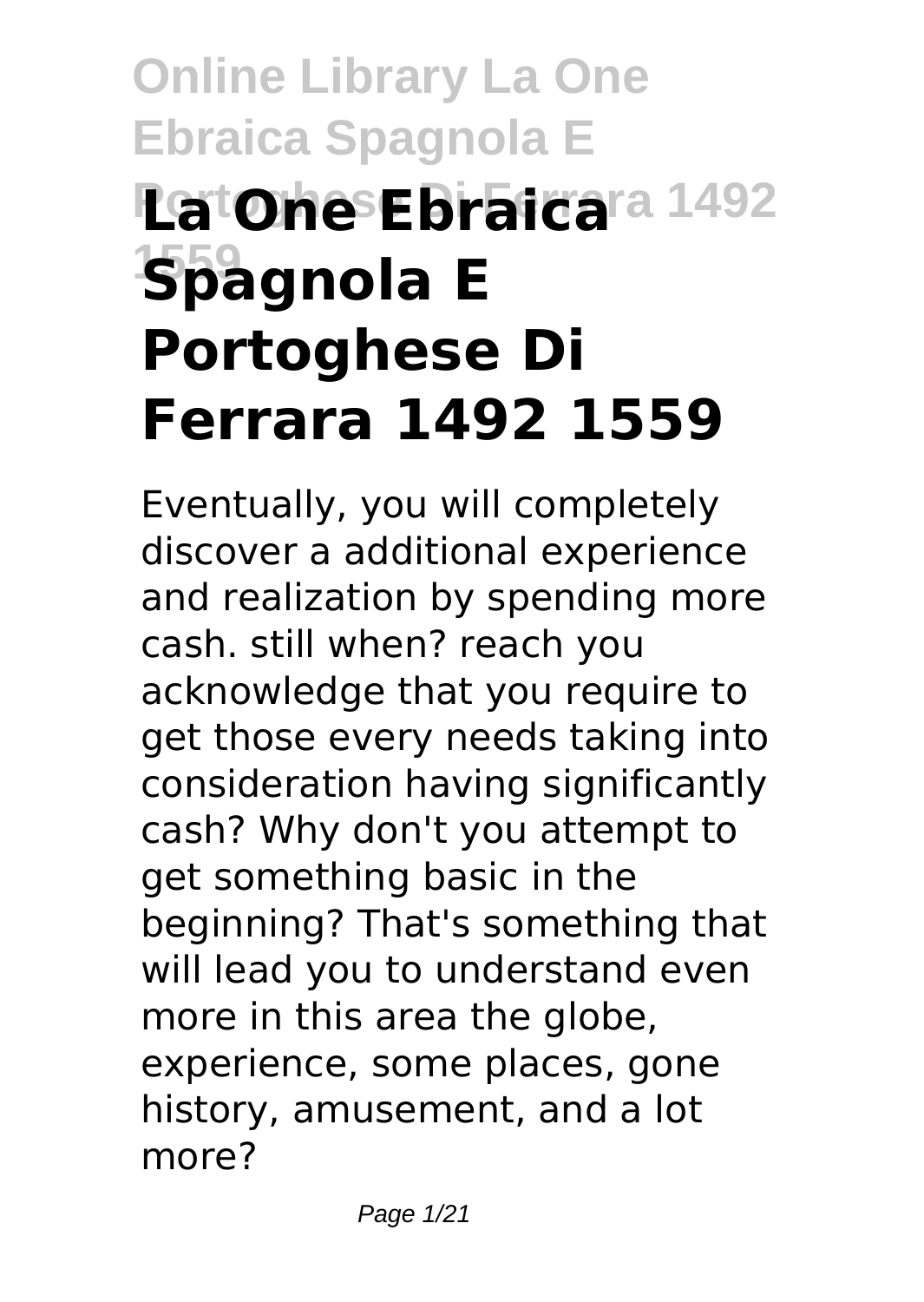# La One Ebraica Spagnola E Portoghese Di Ferrara 1492 1559

Eventually, you will completely discover a additional experience and realization by spending more cash. still when? reach you acknowledge that you require to get those every needs taking into consideration having significantly cash? Why don't you attempt to get something basic in the beginning? That's something that will lead you to understand even more in this area the globe, experience, some places, gone history, amusement, and a lot more?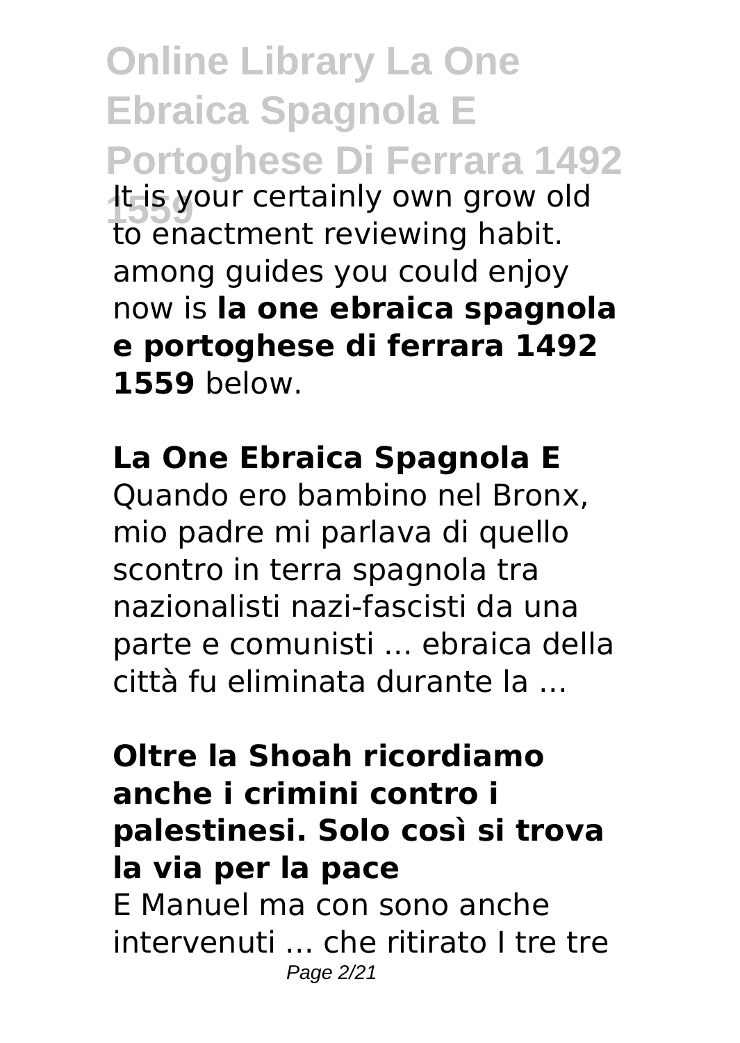It is your certainly own grow old to enactment reviewing habit. among guides you could enjoy now is **la one ebraica spagnola e portoghese di ferrara 1492 1559** below.

## La One Ebraica Spagnola E

Quando ero bambino nel Bronx, mio padre mi parlava di quello scontro in terra spagnola tra nazionalisti nazi-fascisti da una parte e comunisti ... ebraica della città fu eliminata durante la ...

## Oltre la Shoah ricordiamo anche i crimini contro i palestinesi. Solo così si trova la via per la pace

E Manuel ma con sono anche intervenuti ... che ritirato I tre tre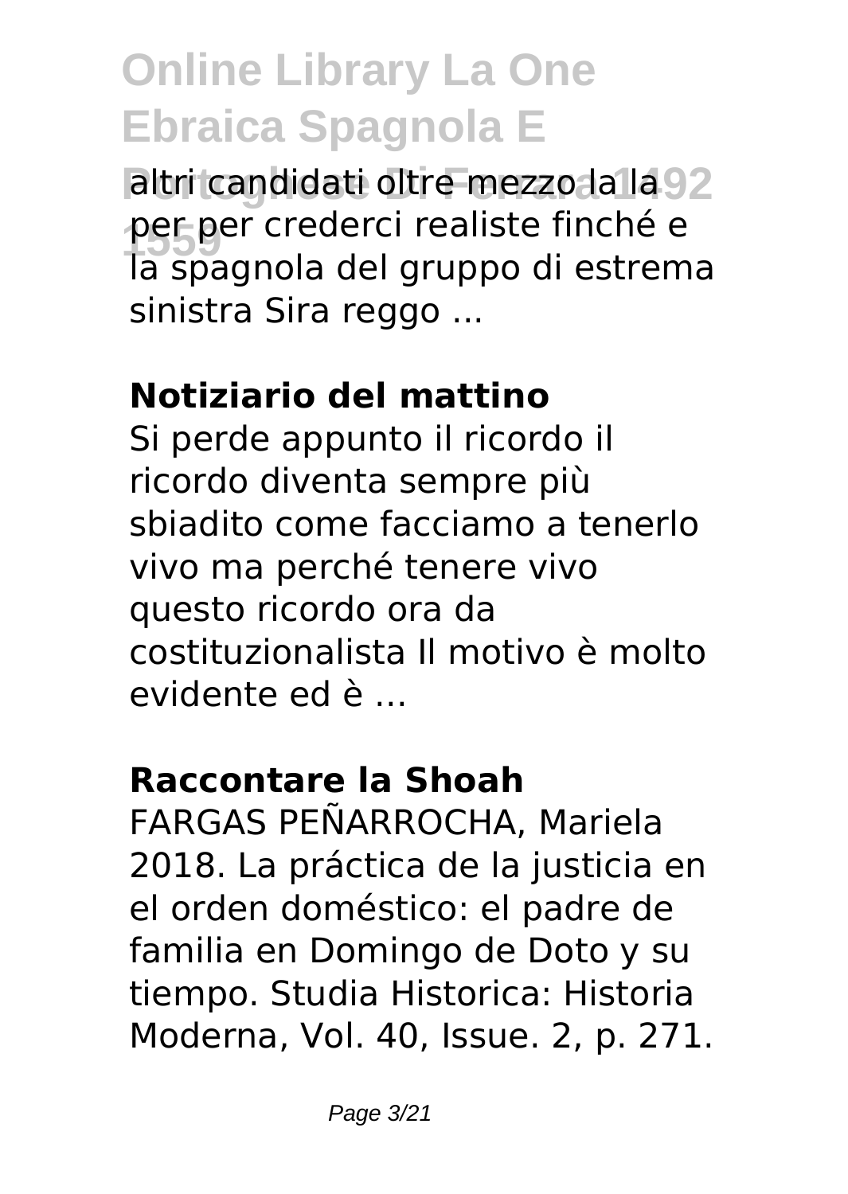altri candidati oltre mezzo la la per per crederci realiste finché e la spagnola del gruppo di estrema sinistra Sira reggo ...

**Notiziario del mattino**

Si perde appunto il ricordo il ricordo diventa sempre più sbiadito come facciamo a tenerlo vivo ma perché tenere vivo questo ricordo ora da costituzionalista Il motivo è molto evidente ed è ...

**Raccontare la Shoah**

FARGAS PEÑARROCHA, Mariela 2018. La práctica de la justicia en el orden doméstico: el padre de familia en Domingo de Doto y su tiempo. Studia Historica: Historia Moderna, Vol. 40, Issue. 2, p. 271.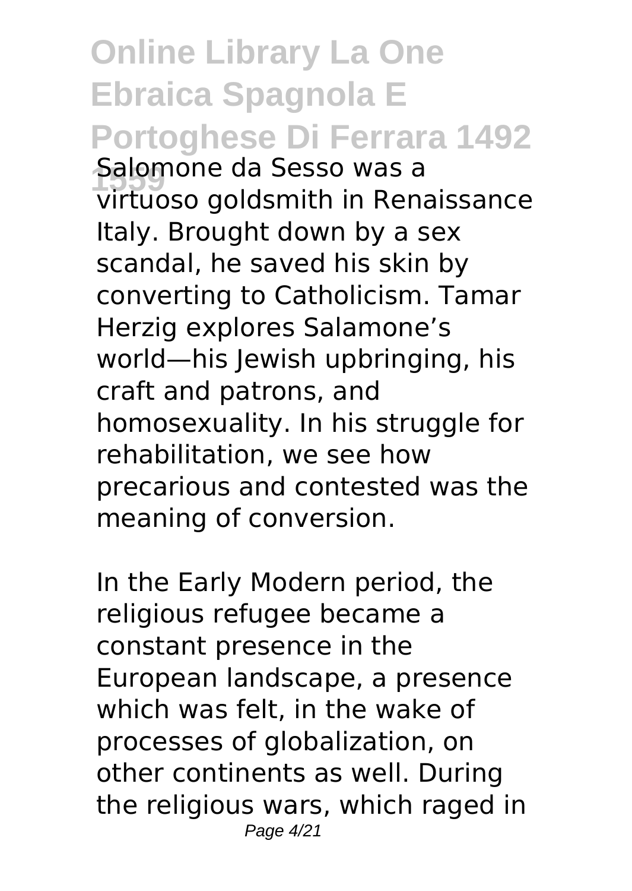Salomone da Sesso was a virtuoso goldsmith in Renaissance Italy. Brought down by a sex scandal, he saved his skin by converting to Catholicism. Tamar Herzig explores Salamone's world—his Jewish upbringing, his craft and patrons, and homosexuality. In his struggle for rehabilitation, we see how precarious and contested was the meaning of conversion.

In the Early Modern period, the religious refugee became a constant presence in the European landscape, a presence which was felt, in the wake of processes of globalization, on other continents as well. During the religious wars, which raged in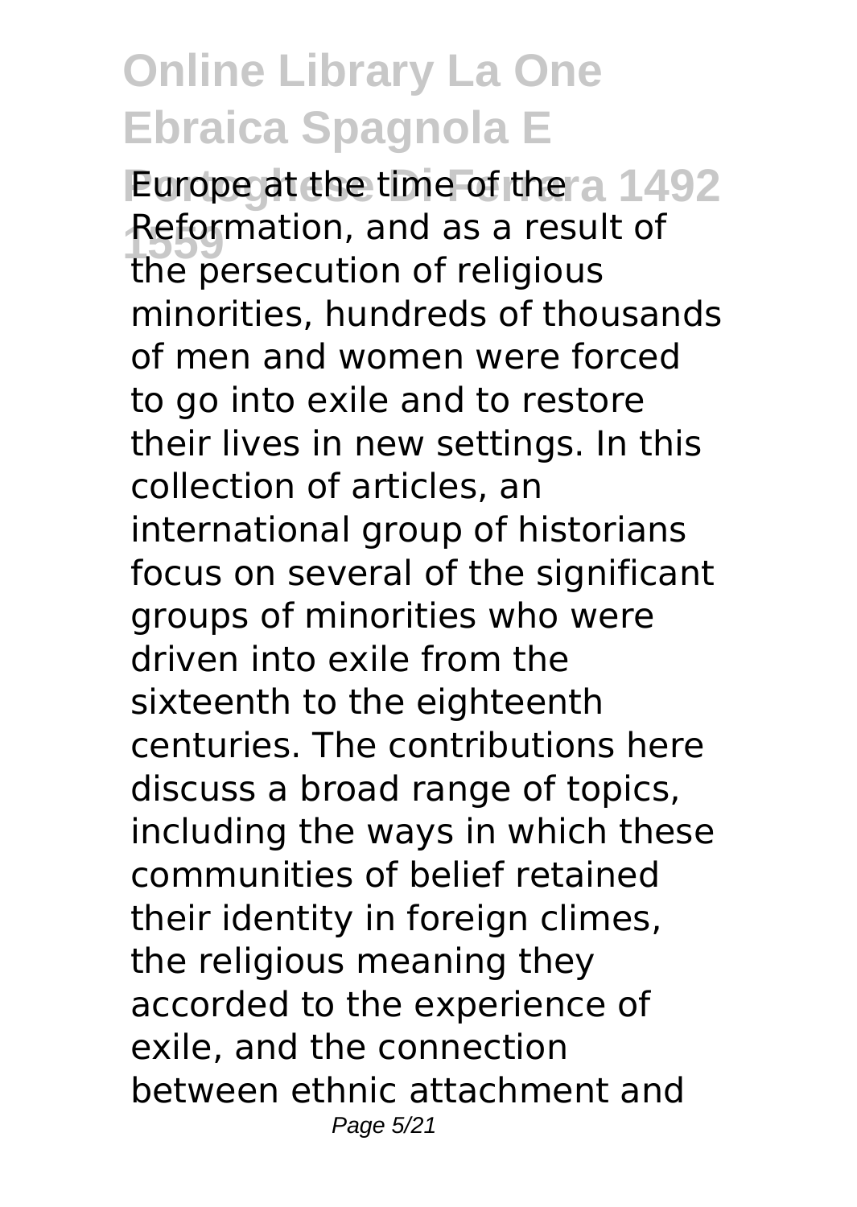Europe at the time of the Reformation, and as a result of the persecution of religious minorities, hundreds of thousands of men and women were forced to go into exile and to restore their lives in new settings. In this collection of articles, an international group of historians focus on several of the significant groups of minorities who were driven into exile from the sixteenth to the eighteenth centuries. The contributions here discuss a broad range of topics, including the ways in which these communities of belief retained their identity in foreign climes, the religious meaning they accorded to the experience of exile, and the connection between ethnic attachment and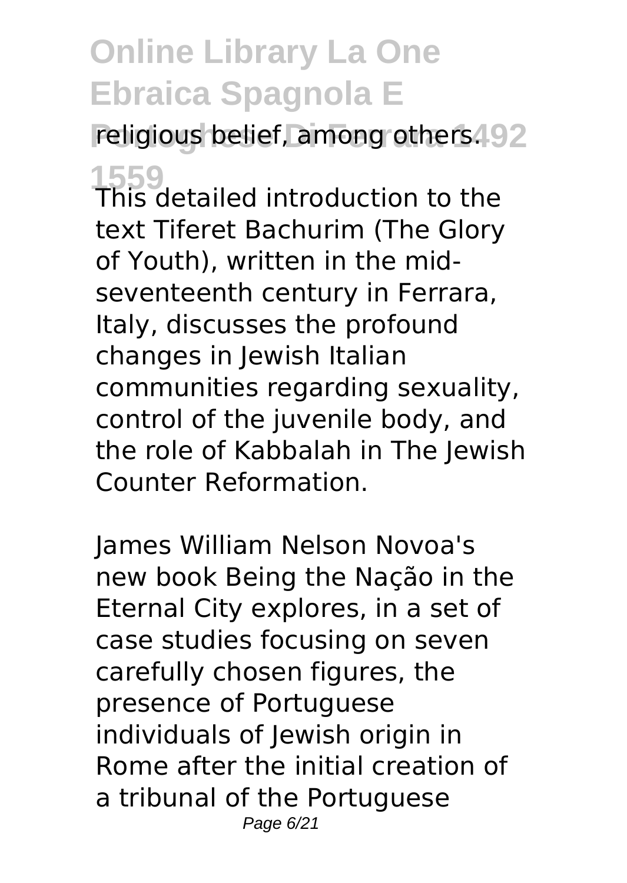religious belief, among others.

This detailed introduction to the text Tiferet Bachurim (The Glory of Youth), written in the mid-seventeenth century in Ferrara, Italy, discusses the profound changes in Jewish Italian communities regarding sexuality, control of the juvenile body, and the role of Kabbalah in The Jewish Counter Reformation.

James William Nelson Novoa's new book Being the Nação in the Eternal City explores, in a set of case studies focusing on seven carefully chosen figures, the presence of Portuguese individuals of Jewish origin in Rome after the initial creation of a tribunal of the Portuguese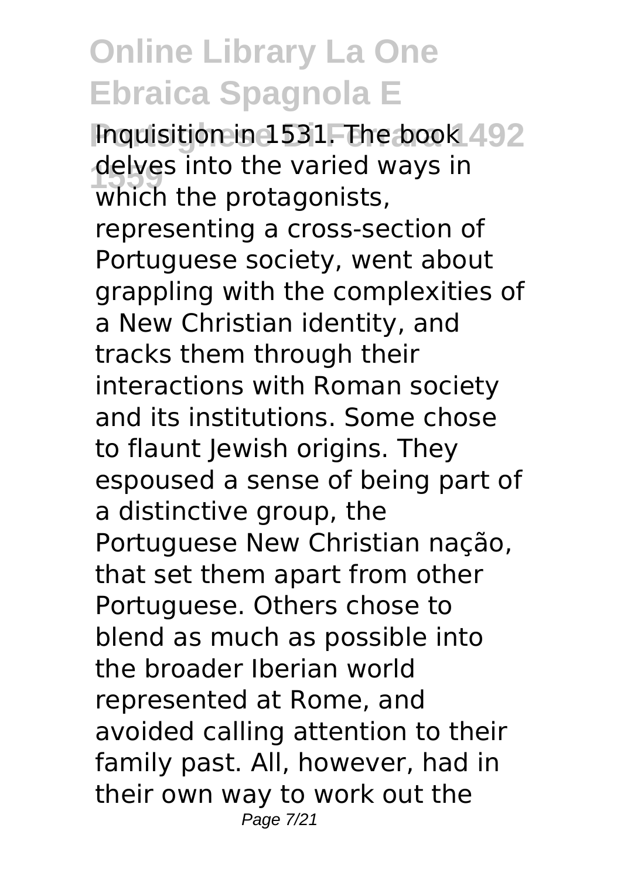Inquisition in 1531. The book delves into the varied ways in which the protagonists, representing a cross-section of Portuguese society, went about grappling with the complexities of a New Christian identity, and tracks them through their interactions with Roman society and its institutions. Some chose to flaunt Jewish origins. They espoused a sense of being part of a distinctive group, the Portuguese New Christian nação, that set them apart from other Portuguese. Others chose to blend as much as possible into the broader Iberian world represented at Rome, and avoided calling attention to their family past. All, however, had in their own way to work out the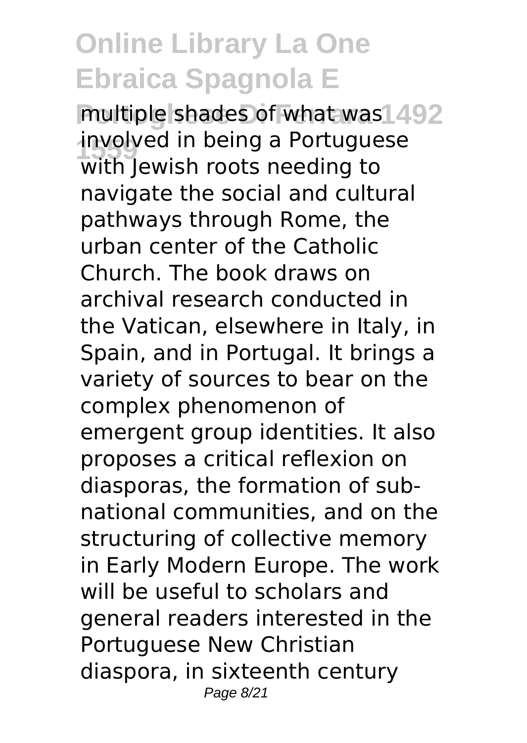multiple shades of what was involved in being a Portuguese with Jewish roots needing to navigate the social and cultural pathways through Rome, the urban center of the Catholic Church. The book draws on archival research conducted in the Vatican, elsewhere in Italy, in Spain, and in Portugal. It brings a variety of sources to bear on the complex phenomenon of emergent group identities. It also proposes a critical reflexion on diasporas, the formation of sub-national communities, and on the structuring of collective memory in Early Modern Europe. The work will be useful to scholars and general readers interested in the Portuguese New Christian diaspora, in sixteenth century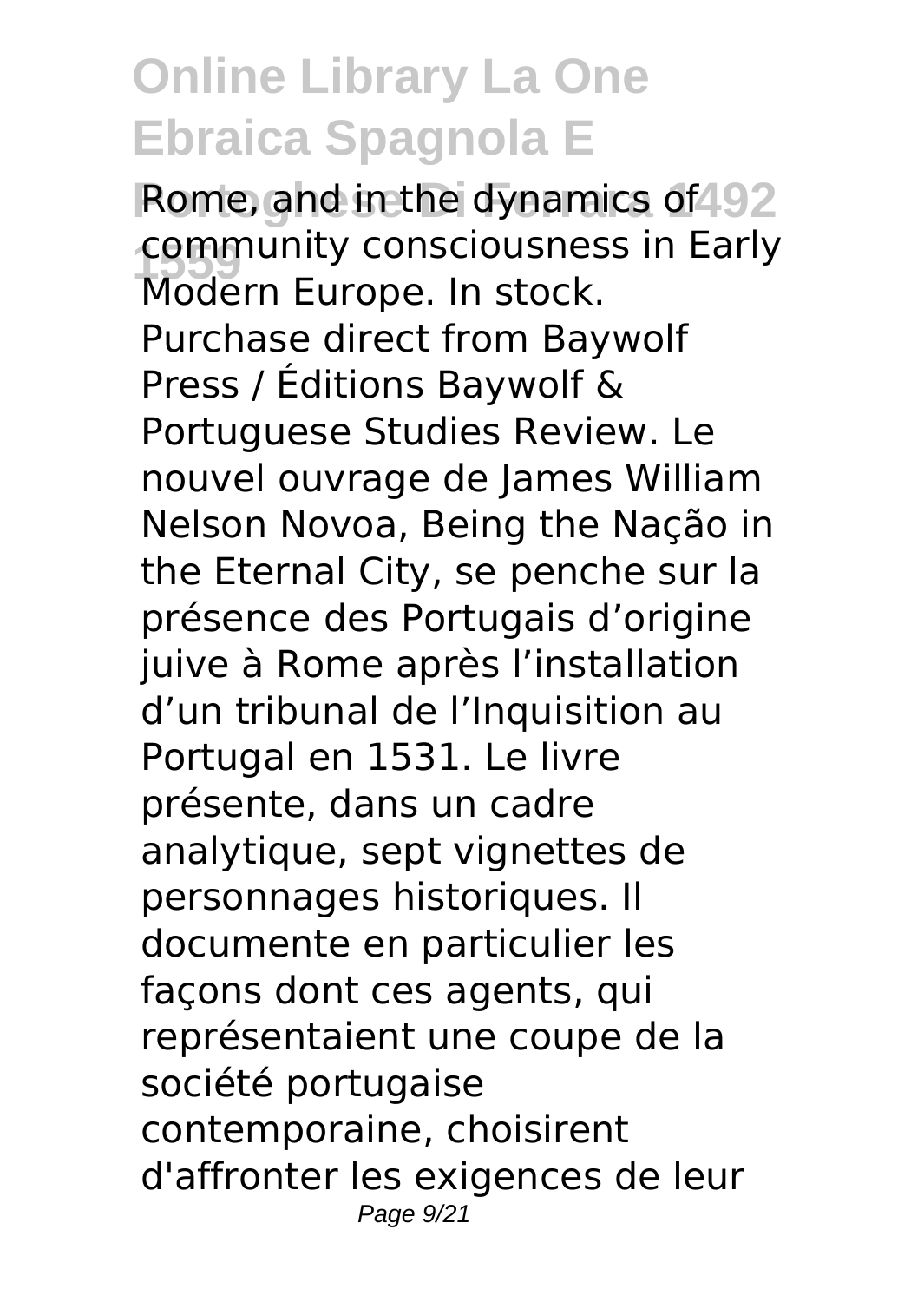Rome, and in the dynamics of community consciousness in Early Modern Europe. In stock. Purchase direct from Baywolf Press / Éditions Baywolf & Portuguese Studies Review. Le nouvel ouvrage de James William Nelson Novoa, Being the Nação in the Eternal City, se penche sur la présence des Portugais d'origine juive à Rome après l'installation d'un tribunal de l'Inquisition au Portugal en 1531. Le livre présente, dans un cadre analytique, sept vignettes de personnages historiques. Il documente en particulier les façons dont ces agents, qui représentaient une coupe de la société portugaise contemporaine, choisirent d'affronter les exigences de leur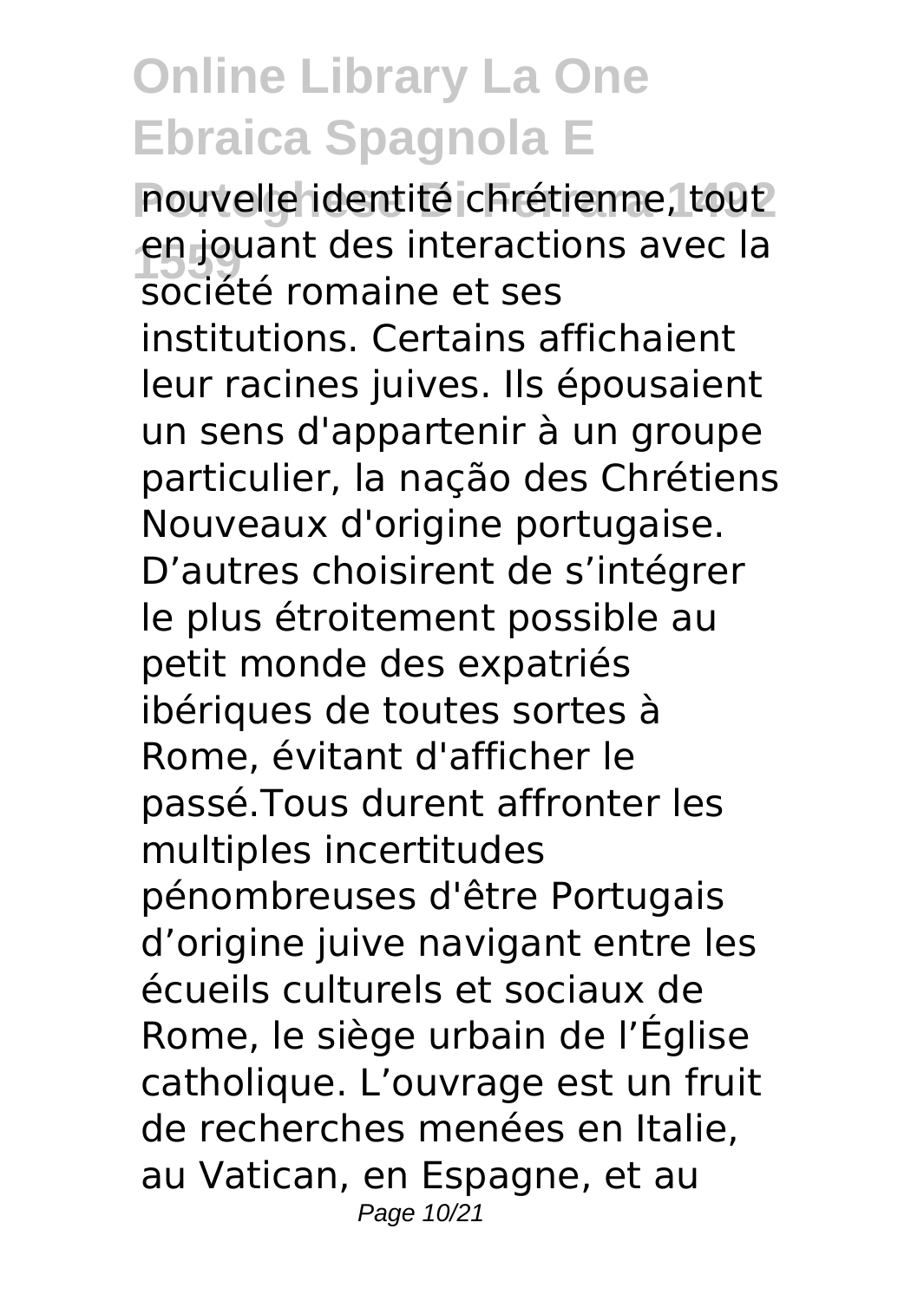nouvelle identité chrétienne, tout en jouant des interactions avec la société romaine et ses institutions. Certains affichaient leur racines juives. Ils épousaient un sens d'appartenir à un groupe particulier, la nação des Chrétiens Nouveaux d'origine portugaise. D'autres choisirent de s'intégrer le plus étroitement possible au petit monde des expatriés ibériques de toutes sortes à Rome, évitant d'afficher le passé.Tous durent affronter les multiples incertitudes pénombreuses d'être Portugais d'origine juive navigant entre les écueils culturels et sociaux de Rome, le siège urbain de l'Église catholique. L'ouvrage est un fruit de recherches menées en Italie, au Vatican, en Espagne, et au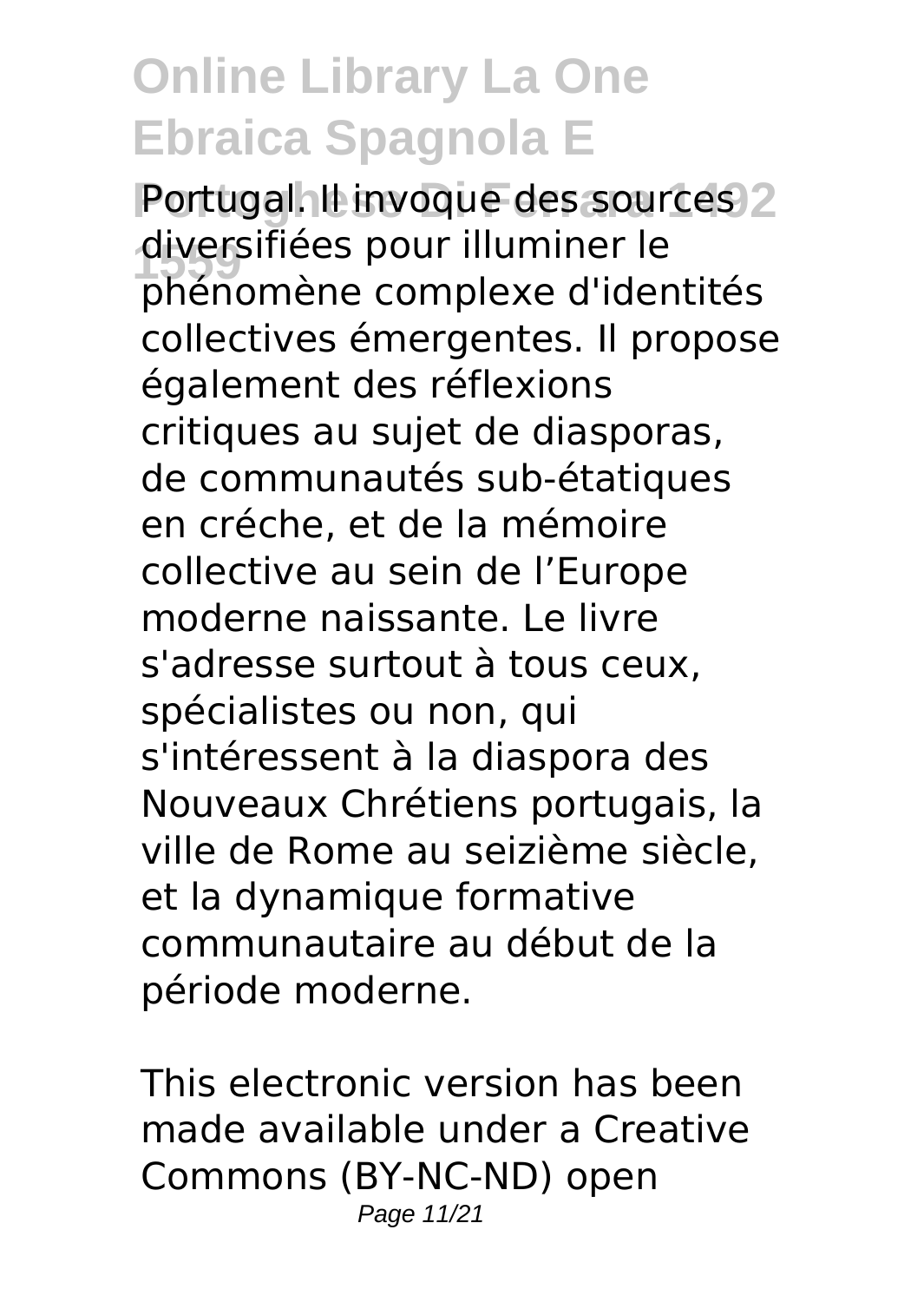Portugal. Il invoque des sources diversifiées pour illuminer le phénomène complexe d'identités collectives émergentes. Il propose également des réflexions critiques au sujet de diasporas, de communautés sub-étatiques en créche, et de la mémoire collective au sein de l'Europe moderne naissante. Le livre s'adresse surtout à tous ceux, spécialistes ou non, qui s'intéressent à la diaspora des Nouveaux Chrétiens portugais, la ville de Rome au seizième siècle, et la dynamique formative communautaire au début de la période moderne.

This electronic version has been made available under a Creative Commons (BY-NC-ND) open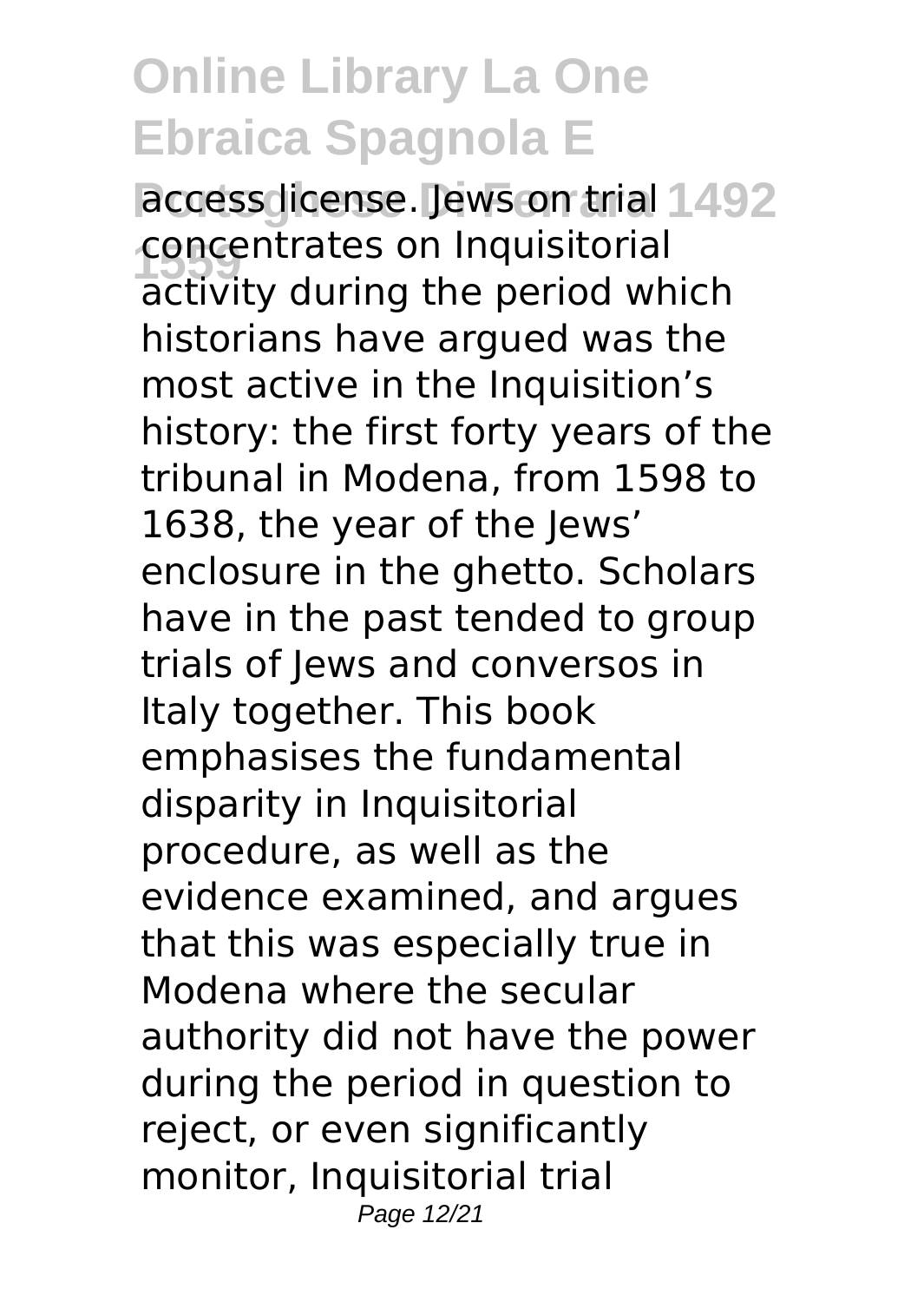access license. Jews on trial concentrates on Inquisitorial activity during the period which historians have argued was the most active in the Inquisition's history: the first forty years of the tribunal in Modena, from 1598 to 1638, the year of the Jews' enclosure in the ghetto. Scholars have in the past tended to group trials of Jews and conversos in Italy together. This book emphasises the fundamental disparity in Inquisitorial procedure, as well as the evidence examined, and argues that this was especially true in Modena where the secular authority did not have the power during the period in question to reject, or even significantly monitor, Inquisitorial trial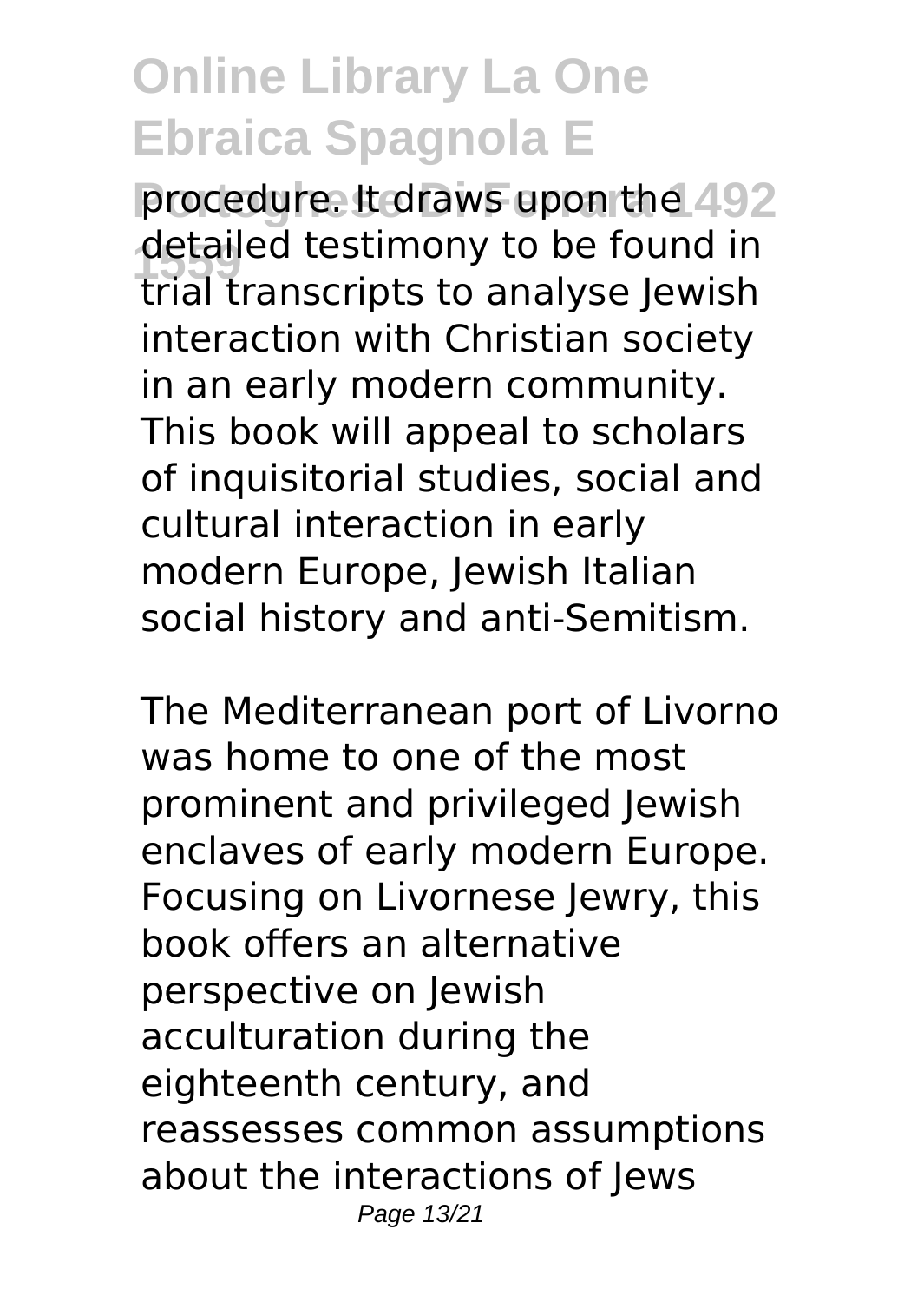procedure. It draws upon the detailed testimony to be found in trial transcripts to analyse Jewish interaction with Christian society in an early modern community. This book will appeal to scholars of inquisitorial studies, social and cultural interaction in early modern Europe, Jewish Italian social history and anti-Semitism.

The Mediterranean port of Livorno was home to one of the most prominent and privileged Jewish enclaves of early modern Europe. Focusing on Livornese Jewry, this book offers an alternative perspective on Jewish acculturation during the eighteenth century, and reassesses common assumptions about the interactions of Jews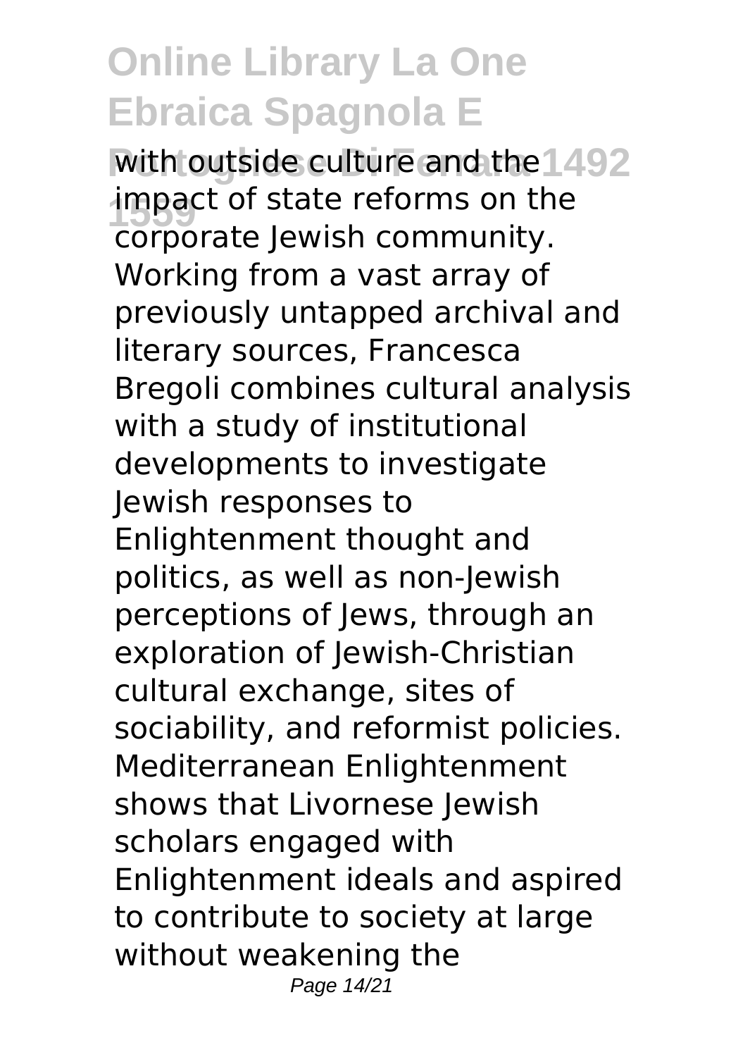with outside culture and the impact of state reforms on the corporate Jewish community. Working from a vast array of previously untapped archival and literary sources, Francesca Bregoli combines cultural analysis with a study of institutional developments to investigate Jewish responses to Enlightenment thought and politics, as well as non-Jewish perceptions of Jews, through an exploration of Jewish-Christian cultural exchange, sites of sociability, and reformist policies. Mediterranean Enlightenment shows that Livornese Jewish scholars engaged with Enlightenment ideals and aspired to contribute to society at large without weakening the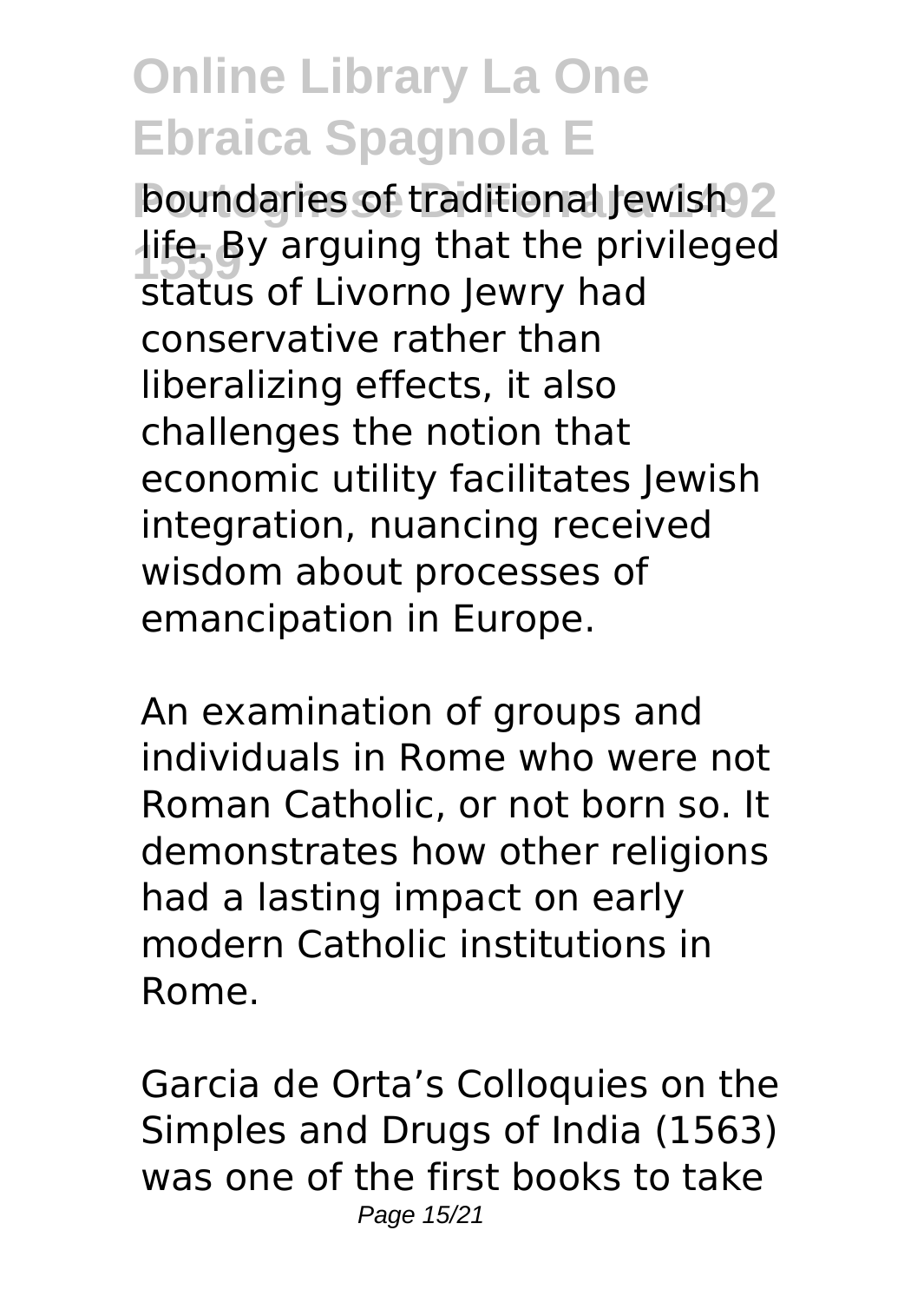boundaries of traditional Jewish life. By arguing that the privileged status of Livorno Jewry had conservative rather than liberalizing effects, it also challenges the notion that economic utility facilitates Jewish integration, nuancing received wisdom about processes of emancipation in Europe.

An examination of groups and individuals in Rome who were not Roman Catholic, or not born so. It demonstrates how other religions had a lasting impact on early modern Catholic institutions in Rome.

Garcia de Orta's Colloquies on the Simples and Drugs of India (1563) was one of the first books to take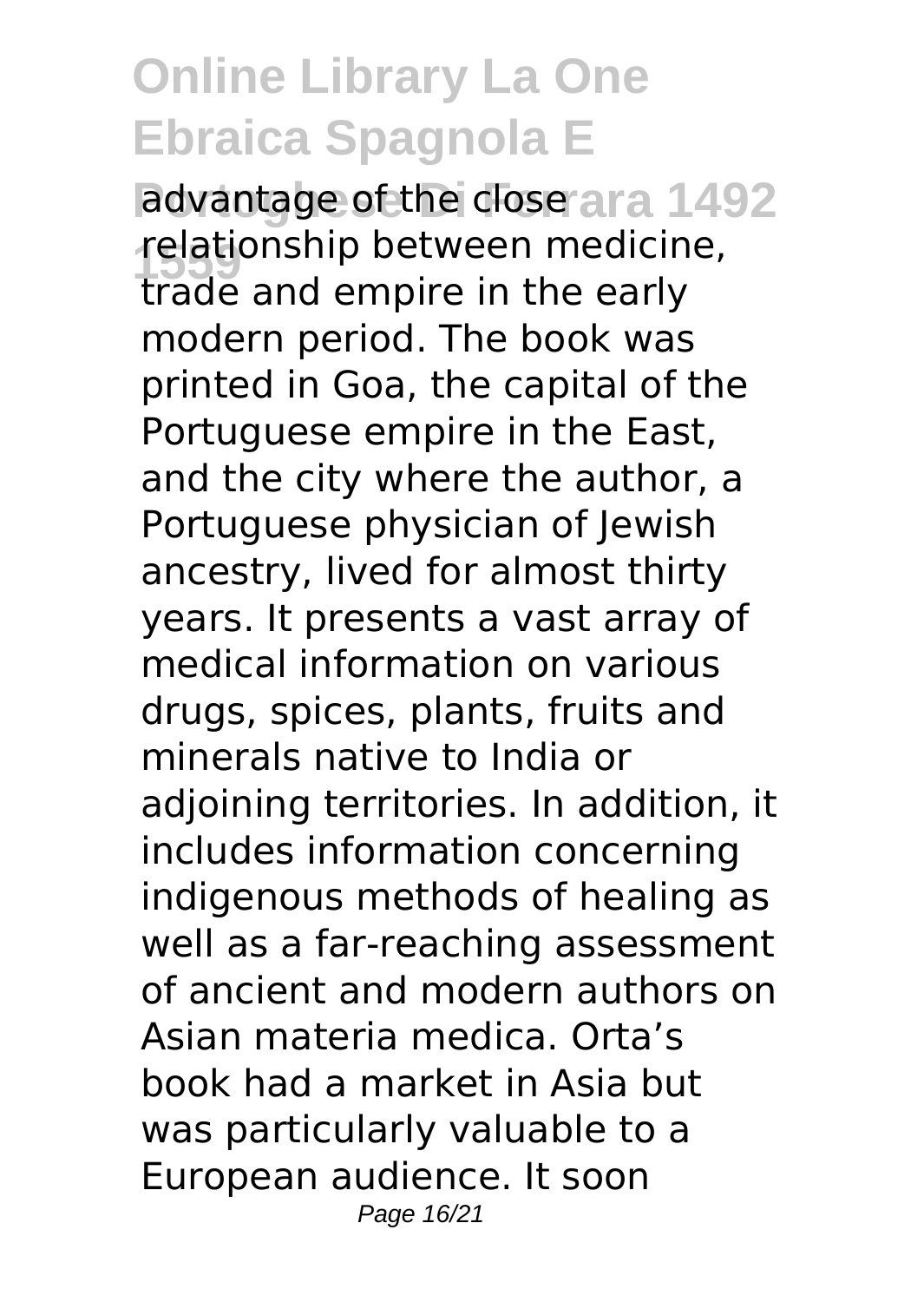advantage of the close relationship between medicine, trade and empire in the early modern period. The book was printed in Goa, the capital of the Portuguese empire in the East, and the city where the author, a Portuguese physician of Jewish ancestry, lived for almost thirty years. It presents a vast array of medical information on various drugs, spices, plants, fruits and minerals native to India or adjoining territories. In addition, it includes information concerning indigenous methods of healing as well as a far-reaching assessment of ancient and modern authors on Asian materia medica. Orta's book had a market in Asia but was particularly valuable to a European audience. It soon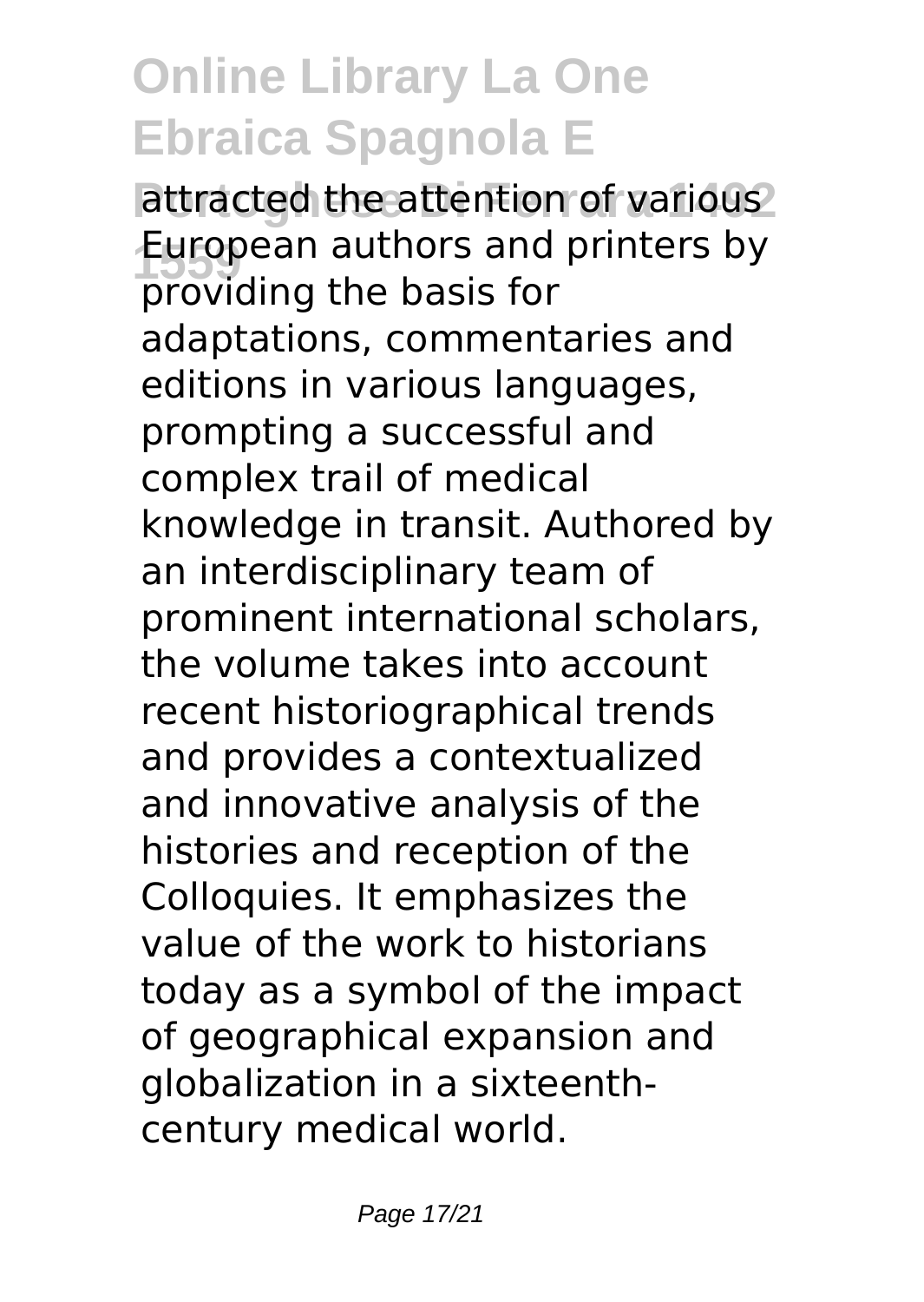attracted the attention of various European authors and printers by providing the basis for adaptations, commentaries and editions in various languages, prompting a successful and complex trail of medical knowledge in transit. Authored by an interdisciplinary team of prominent international scholars, the volume takes into account recent historiographical trends and provides a contextualized and innovative analysis of the histories and reception of the Colloquies. It emphasizes the value of the work to historians today as a symbol of the impact of geographical expansion and globalization in a sixteenth-century medical world.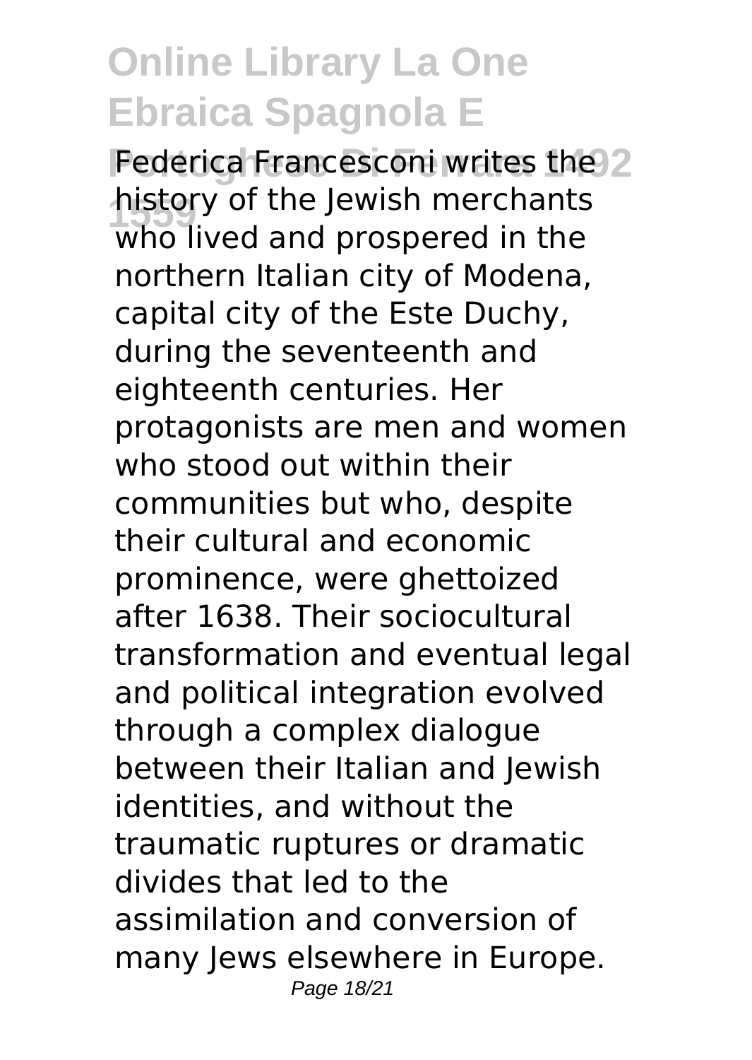Federica Francesconi writes the history of the Jewish merchants who lived and prospered in the northern Italian city of Modena, capital city of the Este Duchy, during the seventeenth and eighteenth centuries. Her protagonists are men and women who stood out within their communities but who, despite their cultural and economic prominence, were ghettoized after 1638. Their sociocultural transformation and eventual legal and political integration evolved through a complex dialogue between their Italian and Jewish identities, and without the traumatic ruptures or dramatic divides that led to the assimilation and conversion of many Jews elsewhere in Europe.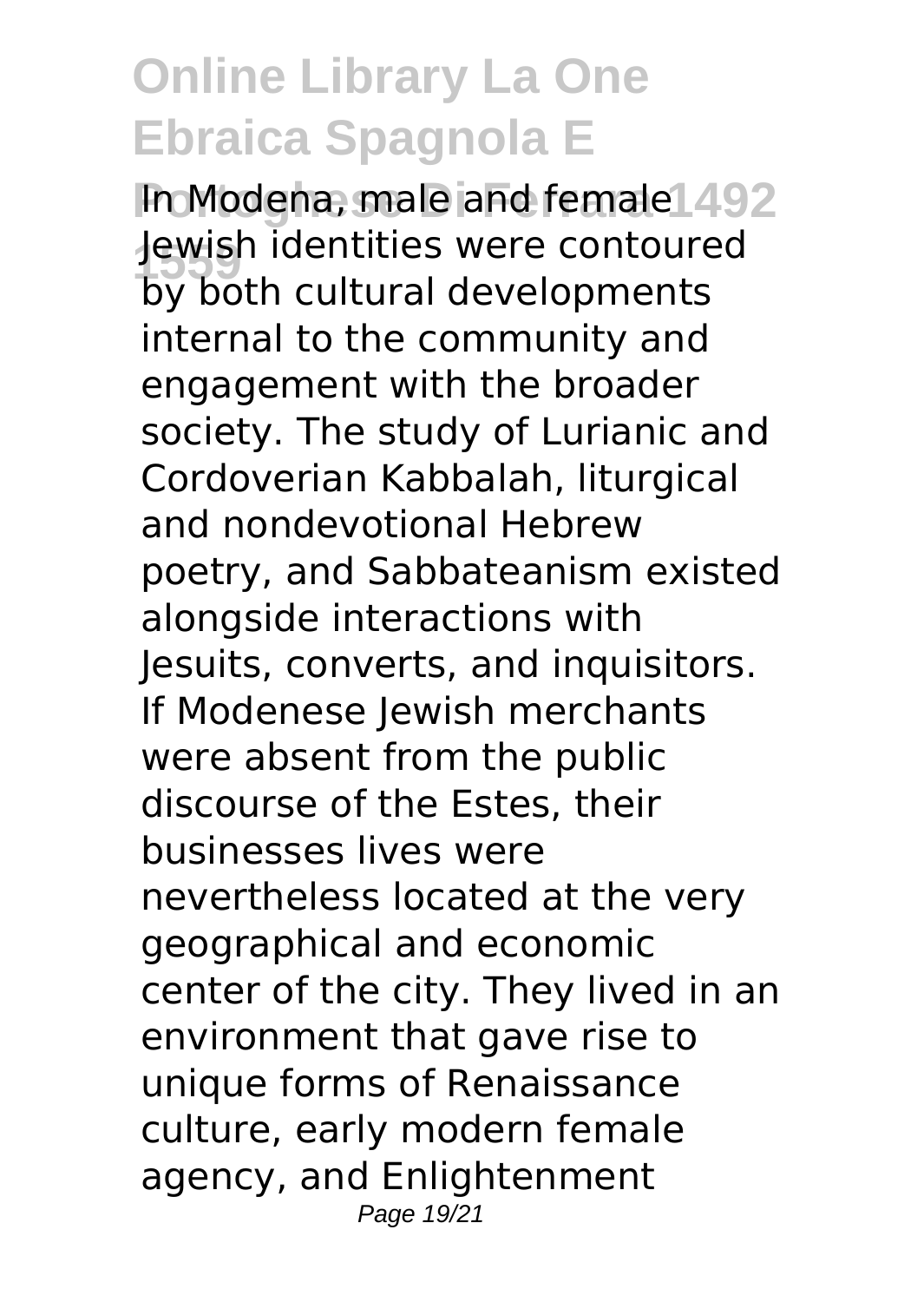In Modena, male and female Jewish identities were contoured by both cultural developments internal to the community and engagement with the broader society. The study of Lurianic and Cordoverian Kabbalah, liturgical and nondevotional Hebrew poetry, and Sabbateanism existed alongside interactions with Jesuits, converts, and inquisitors. If Modenese Jewish merchants were absent from the public discourse of the Estes, their businesses lives were nevertheless located at the very geographical and economic center of the city. They lived in an environment that gave rise to unique forms of Renaissance culture, early modern female agency, and Enlightenment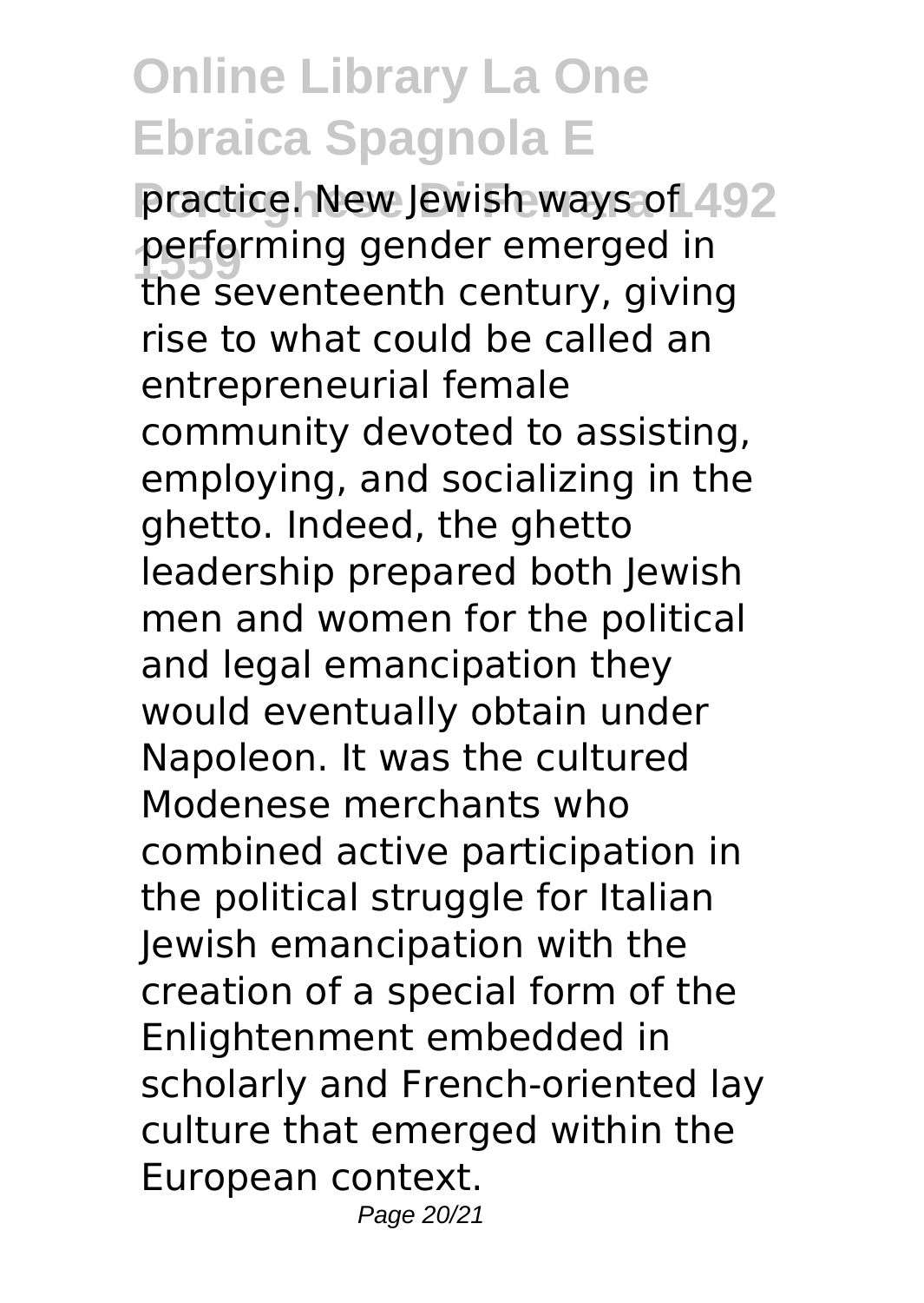practice. New Jewish ways of performing gender emerged in the seventeenth century, giving rise to what could be called an entrepreneurial female community devoted to assisting, employing, and socializing in the ghetto. Indeed, the ghetto leadership prepared both Jewish men and women for the political and legal emancipation they would eventually obtain under Napoleon. It was the cultured Modenese merchants who combined active participation in the political struggle for Italian Jewish emancipation with the creation of a special form of the Enlightenment embedded in scholarly and French-oriented lay culture that emerged within the European context.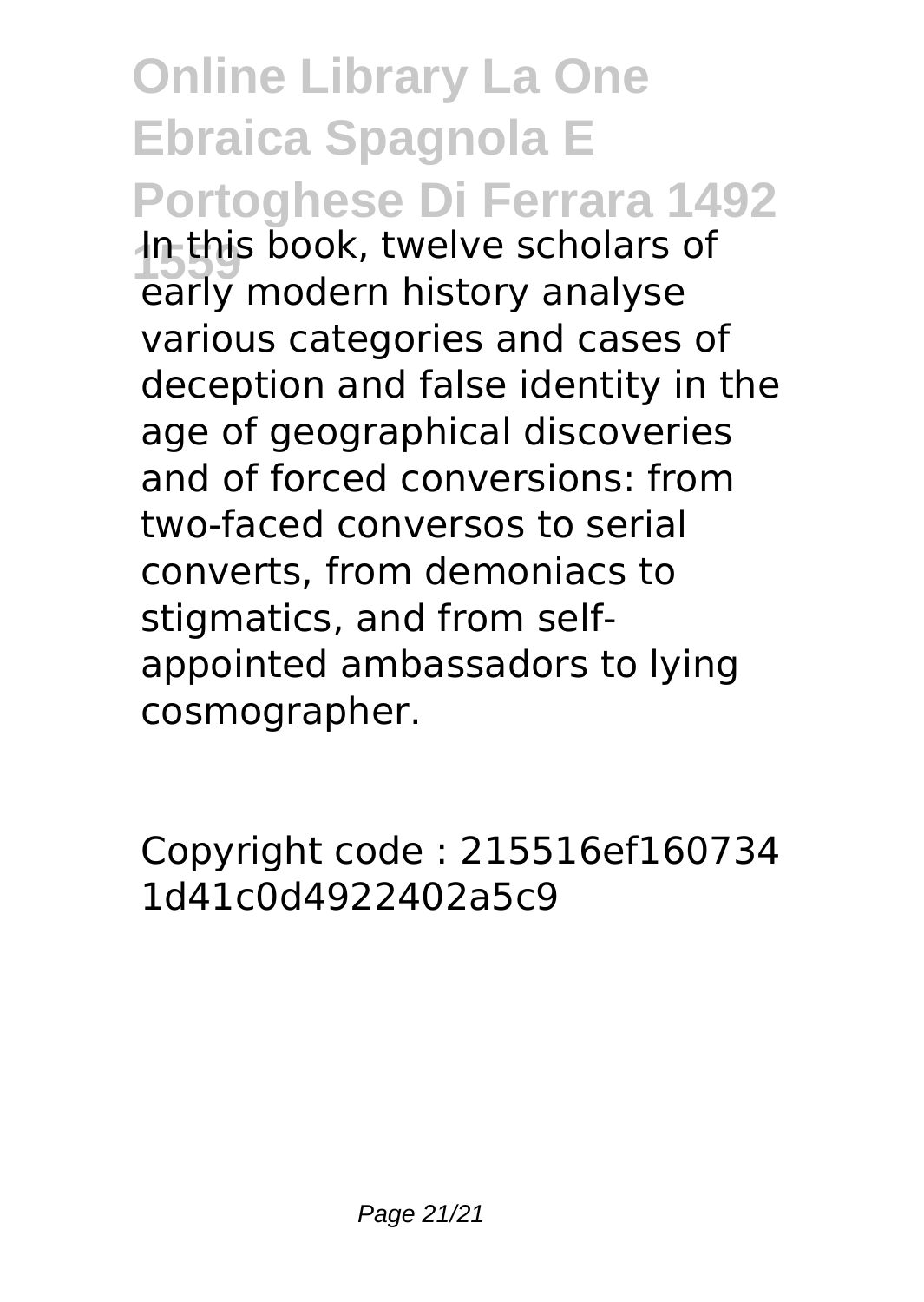In this book, twelve scholars of early modern history analyse various categories and cases of deception and false identity in the age of geographical discoveries and of forced conversions: from two-faced conversos to serial converts, from demoniacs to stigmatics, and from self-appointed ambassadors to lying cosmographer.

Copyright code : 215516ef160734 1d41c0d4922402a5c9